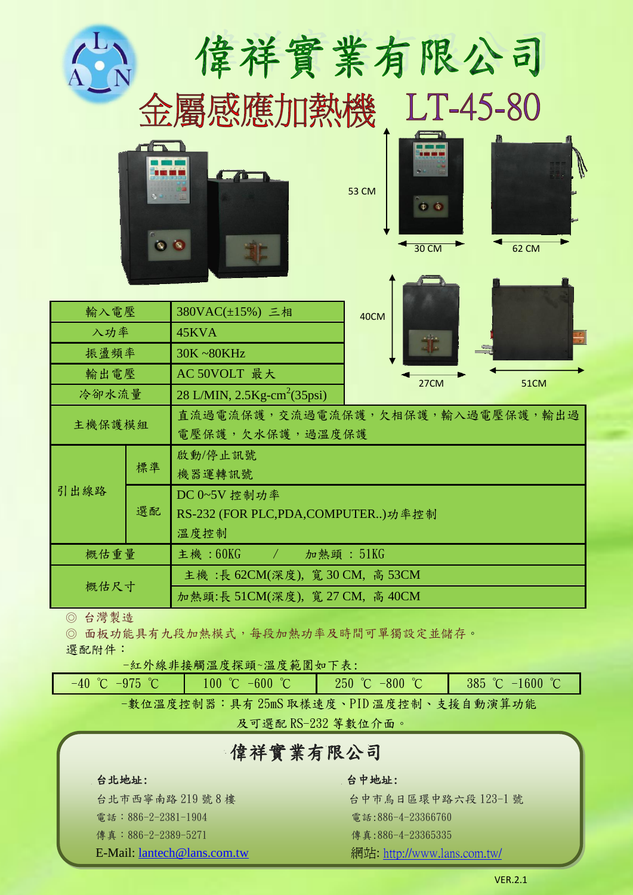# 偉祥實業有限公司

## 金屬感應加熱機 LT-45-80

53 CM
30 CM
62 CM
40CM
27CM
51CM

| 輸入電壓 | | 380VAC(±15%) 三相 |
|---|---|---|
| 入功率 | | 45KVA |
| 振盪頻率 | | 30K ~80KHz |
| 輸出電壓 | | AC 50VOLT 最大 |
| 冷卻水流量 | | 28 L/MIN, 2.5Kg-cm$^2$(35psi) |
| 主機保護模組 | | 直流過電流保護，交流過電流保護，欠相保護，輸入過電壓保護，輸出過電壓保護，欠水保護，過溫度保護 |
| 引出線路 | 標準 | 啟動/停止訊號<br>機器運轉訊號 |
| | 選配 | DC 0~5V 控制功率<br>RS-232 (FOR PLC,PDA,COMPUTER..)功率控制<br>溫度控制 |
| 概估重量 | | 主機 :60KG / 加熱頭 : 51KG |
| 概估尺寸 | | 主機 :長 62CM(深度), 寬 30 CM, 高 53CM |
| | | 加熱頭:長 51CM(深度), 寬 27 CM, 高 40CM |

◎ 台灣製造

◎ 面板功能具有九段加熱模式，每段加熱功率及時間可單獨設定並儲存。

選配附件：

-紅外線非接觸溫度探頭~溫度範圍如下表:

| -40 ℃ -975 ℃ | 100 ℃ -600 ℃ | 250 ℃ -800 ℃ | 385 ℃ -1600 ℃ |
|---|---|---|---|

-數位溫度控制器：具有 25mS 取樣速度、PID 溫度控制、支援自動演算功能及可選配 RS-232 等數位介面。

### 偉祥實業有限公司

**台北地址:**
台北市西寧南路 219 號 8 樓
電話：886-2-2381-1904
傳真：886-2-2389-5271
E-Mail: lantech@lans.com.tw

**台中地址:**
台中市烏日區環中路六段 123-1 號
電話:886-4-23366760
傳真:886-4-23365335
網站: http://www.lans.com.tw/

VER.2.1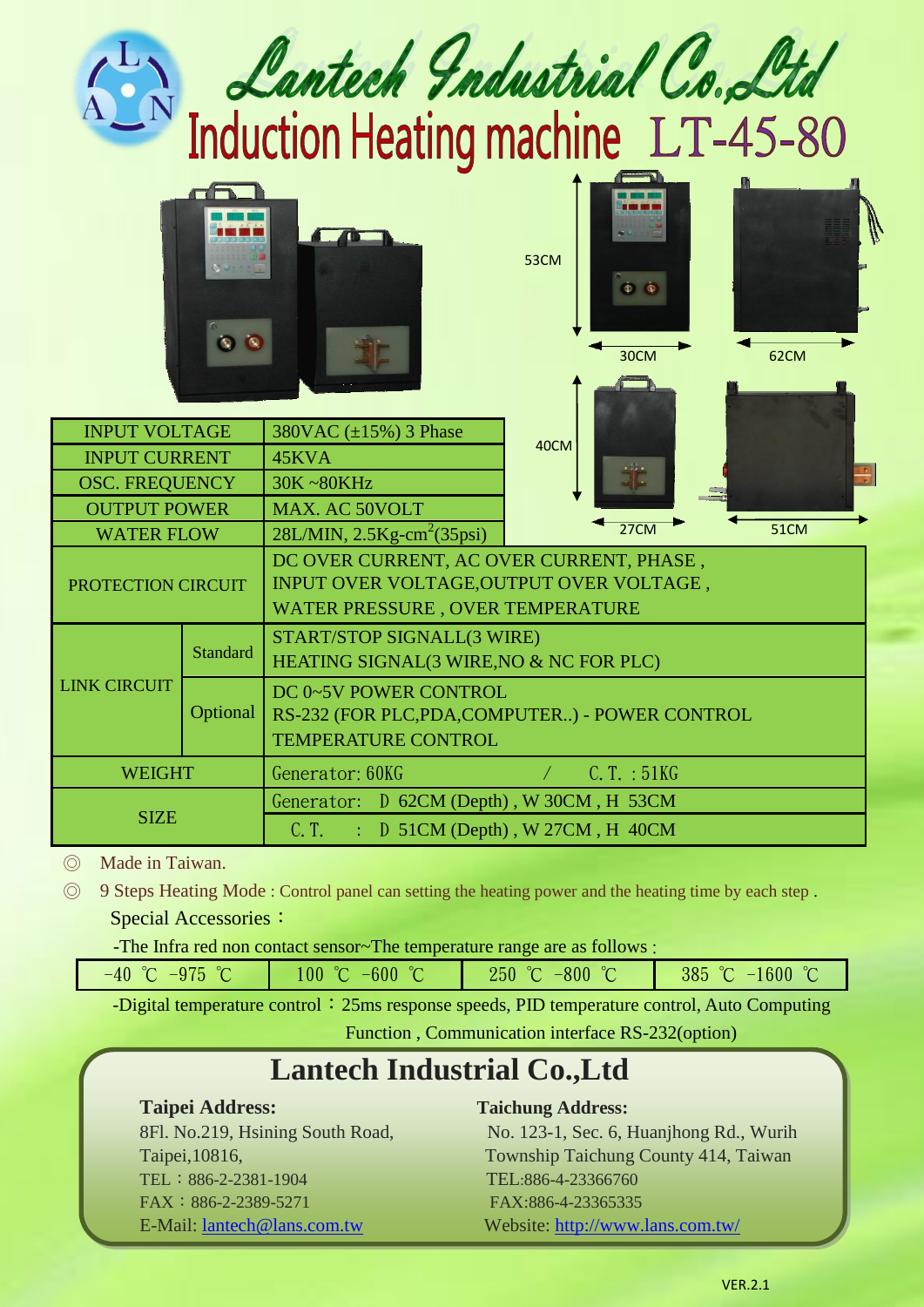# Lantech Industrial Co.,Ltd

# Induction Heating machine LT-45-80

53CM

30CM

62CM

40CM

27CM

51CM

| | | |
|---|---|---|
| INPUT VOLTAGE | | 380VAC (±15%) 3 Phase |
| INPUT CURRENT | | 45KVA |
| OSC. FREQUENCY | | 30K ~80KHz |
| OUTPUT POWER | | MAX. AC 50VOLT |
| WATER FLOW | | 28L/MIN, 2.5Kg-cm$^2$(35psi) |
| PROTECTION CIRCUIT | | DC OVER CURRENT, AC OVER CURRENT, PHASE , INPUT OVER VOLTAGE,OUTPUT OVER VOLTAGE , WATER PRESSURE , OVER TEMPERATURE |
| LINK CIRCUIT | Standard | START/STOP SIGNALL(3 WIRE) HEATING SIGNAL(3 WIRE,NO & NC FOR PLC) |
| | Optional | DC 0~5V POWER CONTROL RS-232 (FOR PLC,PDA,COMPUTER..) - POWER CONTROL TEMPERATURE CONTROL |
| WEIGHT | | Generator: 60KG / C.T. : 51KG |
| SIZE | | Generator: D 62CM (Depth) , W 30CM , H 53CM |
| | | C.T. : D 51CM (Depth) , W 27CM , H 40CM |

◎ Made in Taiwan.

◎ 9 Steps Heating Mode : Control panel can setting the heating power and the heating time by each step .

Special Accessories：

-The Infra red non contact sensor~The temperature range are as follows :

| | | | |
|---|---|---|---|
| -40 ℃ -975 ℃ | 100 ℃ -600 ℃ | 250 ℃ -800 ℃ | 385 ℃ -1600 ℃ |

-Digital temperature control：25ms response speeds, PID temperature control, Auto Computing Function , Communication interface RS-232(option)

## Lantech Industrial Co.,Ltd

**Taipei Address:**
8Fl. No.219, Hsining South Road, Taipei,10816,
TEL：886-2-2381-1904
FAX：886-2-2389-5271
E-Mail: lantech@lans.com.tw

**Taichung Address:**
No. 123-1, Sec. 6, Huanjhong Rd., Wurih Township Taichung County 414, Taiwan
TEL:886-4-23366760
FAX:886-4-23365335
Website: http://www.lans.com.tw/

VER.2.1